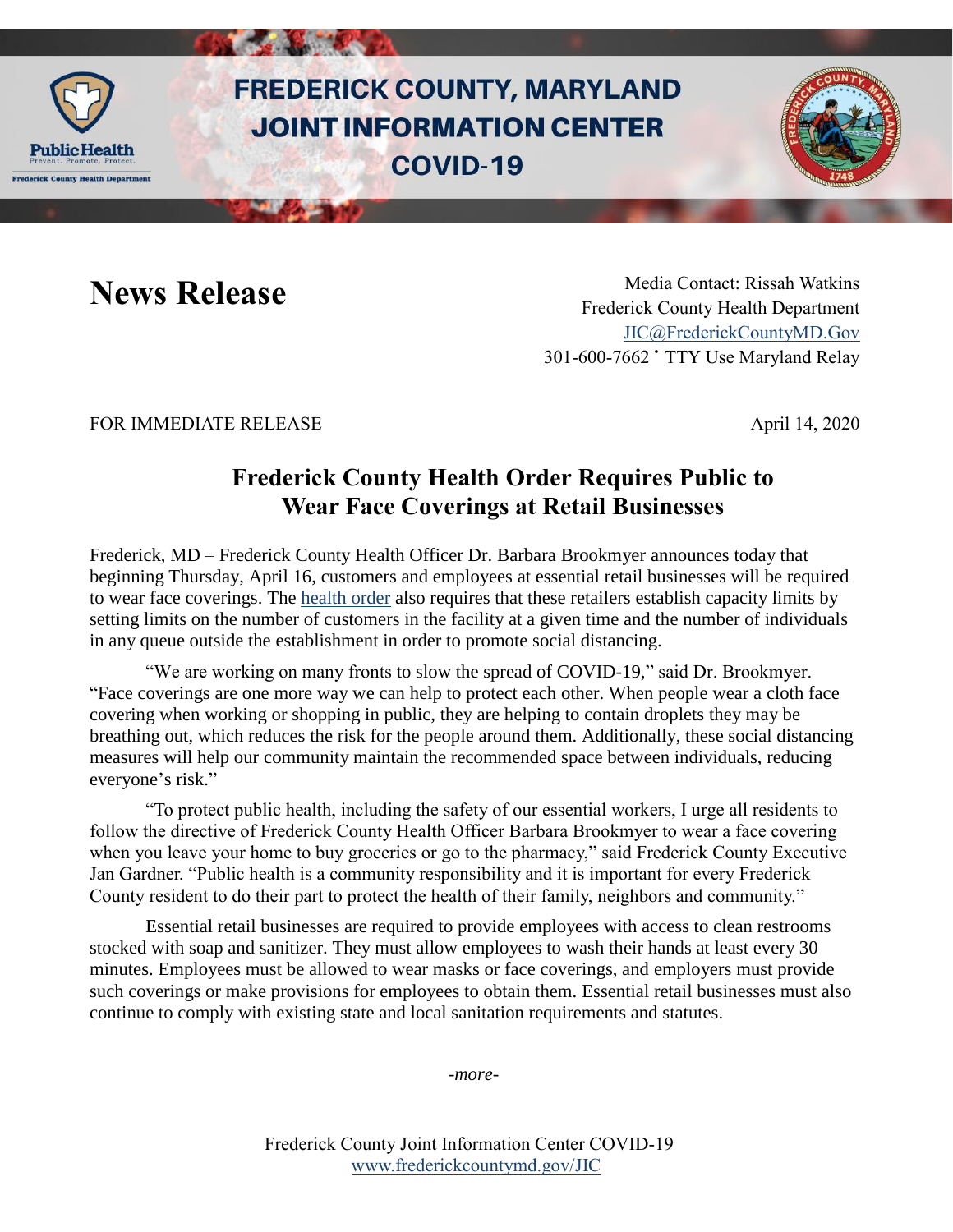# FREDERICK COUNTY, MARYLAND JOINT INFORMATION CENTER COVID-19

## News Release

Media Contact: Rissah Watkins
Frederick County Health Department
JIC@FrederickCountyMD.Gov
301-600-7662 • TTY Use Maryland Relay

FOR IMMEDIATE RELEASE

April 14, 2020

## Frederick County Health Order Requires Public to Wear Face Coverings at Retail Businesses

Frederick, MD – Frederick County Health Officer Dr. Barbara Brookmyer announces today that beginning Thursday, April 16, customers and employees at essential retail businesses will be required to wear face coverings. The health order also requires that these retailers establish capacity limits by setting limits on the number of customers in the facility at a given time and the number of individuals in any queue outside the establishment in order to promote social distancing.

"We are working on many fronts to slow the spread of COVID-19," said Dr. Brookmyer. "Face coverings are one more way we can help to protect each other. When people wear a cloth face covering when working or shopping in public, they are helping to contain droplets they may be breathing out, which reduces the risk for the people around them. Additionally, these social distancing measures will help our community maintain the recommended space between individuals, reducing everyone's risk."

"To protect public health, including the safety of our essential workers, I urge all residents to follow the directive of Frederick County Health Officer Barbara Brookmyer to wear a face covering when you leave your home to buy groceries or go to the pharmacy," said Frederick County Executive Jan Gardner. "Public health is a community responsibility and it is important for every Frederick County resident to do their part to protect the health of their family, neighbors and community."

Essential retail businesses are required to provide employees with access to clean restrooms stocked with soap and sanitizer. They must allow employees to wash their hands at least every 30 minutes. Employees must be allowed to wear masks or face coverings, and employers must provide such coverings or make provisions for employees to obtain them. Essential retail businesses must also continue to comply with existing state and local sanitation requirements and statutes.

*-more-*

Frederick County Joint Information Center COVID-19
www.frederickcountymd.gov/JIC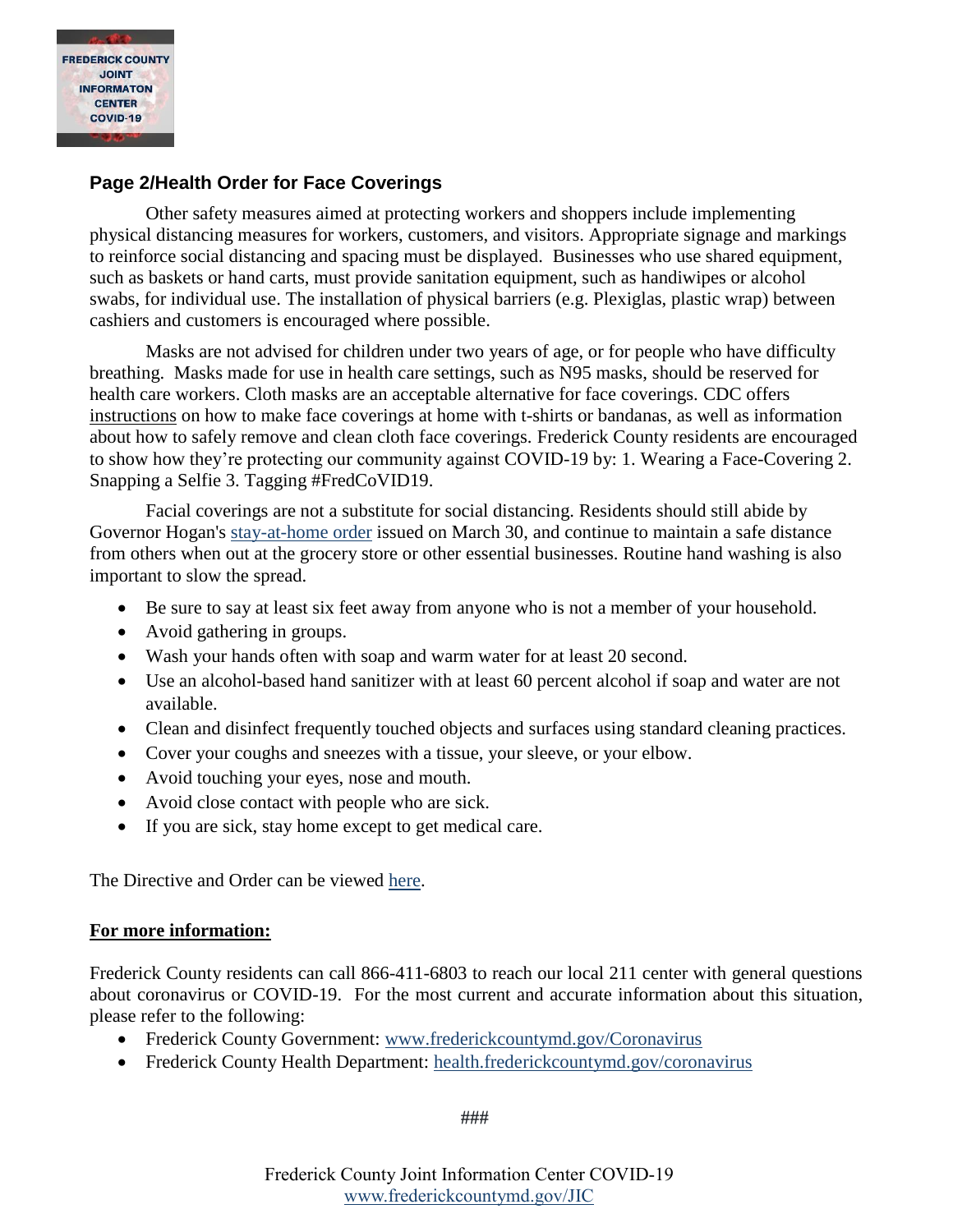## Page 2/Health Order for Face Coverings

Other safety measures aimed at protecting workers and shoppers include implementing physical distancing measures for workers, customers, and visitors. Appropriate signage and markings to reinforce social distancing and spacing must be displayed. Businesses who use shared equipment, such as baskets or hand carts, must provide sanitation equipment, such as handiwipes or alcohol swabs, for individual use. The installation of physical barriers (e.g. Plexiglas, plastic wrap) between cashiers and customers is encouraged where possible.

Masks are not advised for children under two years of age, or for people who have difficulty breathing. Masks made for use in health care settings, such as N95 masks, should be reserved for health care workers. Cloth masks are an acceptable alternative for face coverings. CDC offers instructions on how to make face coverings at home with t-shirts or bandanas, as well as information about how to safely remove and clean cloth face coverings. Frederick County residents are encouraged to show how they're protecting our community against COVID-19 by: 1. Wearing a Face-Covering 2. Snapping a Selfie 3. Tagging #FredCoVID19.

Facial coverings are not a substitute for social distancing. Residents should still abide by Governor Hogan's stay-at-home order issued on March 30, and continue to maintain a safe distance from others when out at the grocery store or other essential businesses. Routine hand washing is also important to slow the spread.

- Be sure to say at least six feet away from anyone who is not a member of your household.
- Avoid gathering in groups.
- Wash your hands often with soap and warm water for at least 20 second.
- Use an alcohol-based hand sanitizer with at least 60 percent alcohol if soap and water are not available.
- Clean and disinfect frequently touched objects and surfaces using standard cleaning practices.
- Cover your coughs and sneezes with a tissue, your sleeve, or your elbow.
- Avoid touching your eyes, nose and mouth.
- Avoid close contact with people who are sick.
- If you are sick, stay home except to get medical care.

The Directive and Order can be viewed here.

**For more information:**

Frederick County residents can call 866-411-6803 to reach our local 211 center with general questions about coronavirus or COVID-19. For the most current and accurate information about this situation, please refer to the following:

- Frederick County Government: www.frederickcountymd.gov/Coronavirus
- Frederick County Health Department: health.frederickcountymd.gov/coronavirus

###

Frederick County Joint Information Center COVID-19
www.frederickcountymd.gov/JIC